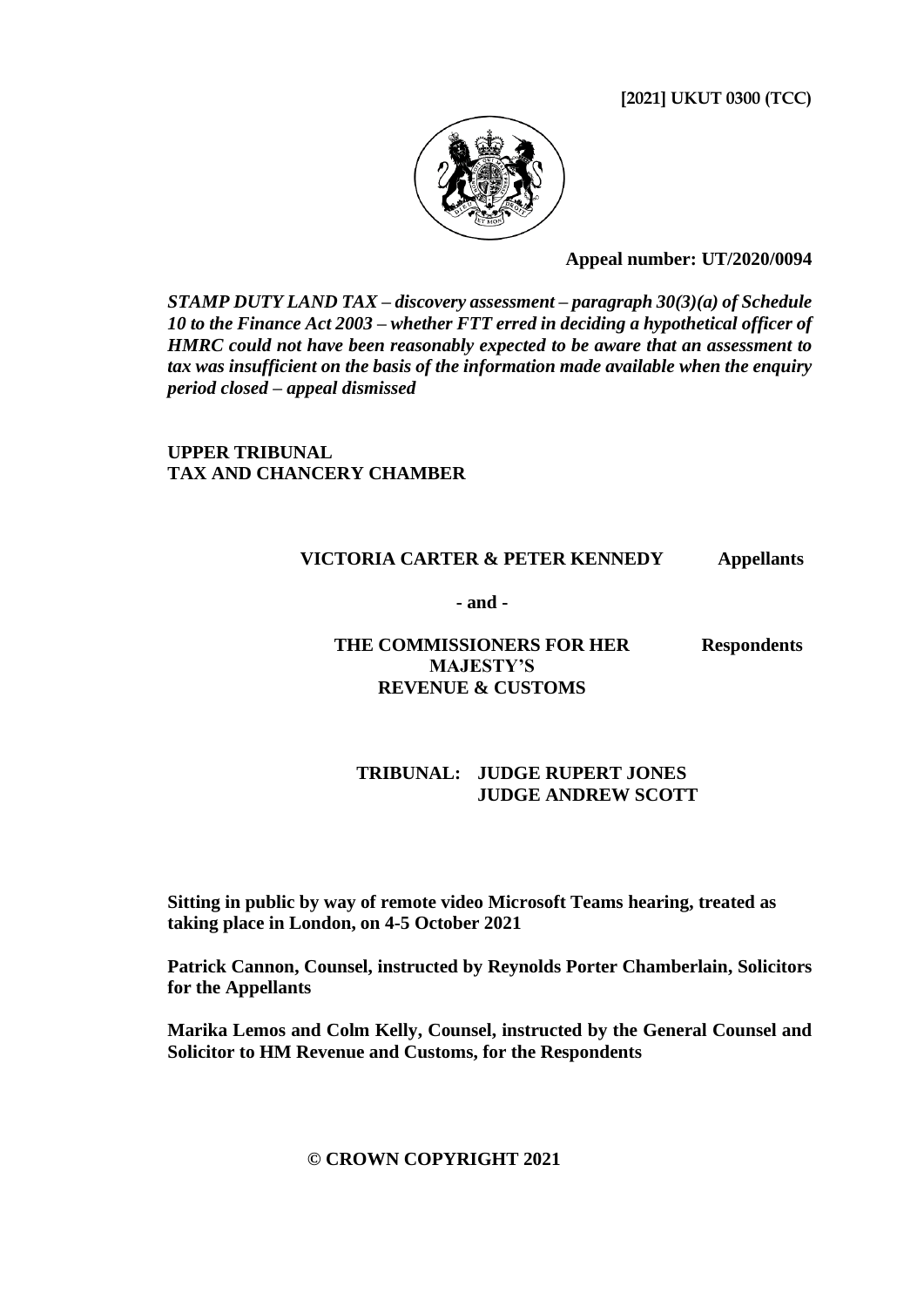**[2021] UKUT 0300 (TCC)**

**Appeal number: UT/2020/0094**

***STAMP DUTY LAND TAX – discovery assessment – paragraph 30(3)(a) of Schedule 10 to the Finance Act 2003 – whether FTT erred in deciding a hypothetical officer of HMRC could not have been reasonably expected to be aware that an assessment to tax was insufficient on the basis of the information made available when the enquiry period closed – appeal dismissed***

**UPPER TRIBUNAL**
**TAX AND CHANCERY CHAMBER**

**VICTORIA CARTER & PETER KENNEDY** **Appellants**

**- and -**

**THE COMMISSIONERS FOR HER MAJESTY'S REVENUE & CUSTOMS** **Respondents**

**TRIBUNAL: JUDGE RUPERT JONES**
**JUDGE ANDREW SCOTT**

**Sitting in public by way of remote video Microsoft Teams hearing, treated as taking place in London, on 4-5 October 2021**

**Patrick Cannon, Counsel, instructed by Reynolds Porter Chamberlain, Solicitors for the Appellants**

**Marika Lemos and Colm Kelly, Counsel, instructed by the General Counsel and Solicitor to HM Revenue and Customs, for the Respondents**

**© CROWN COPYRIGHT 2021**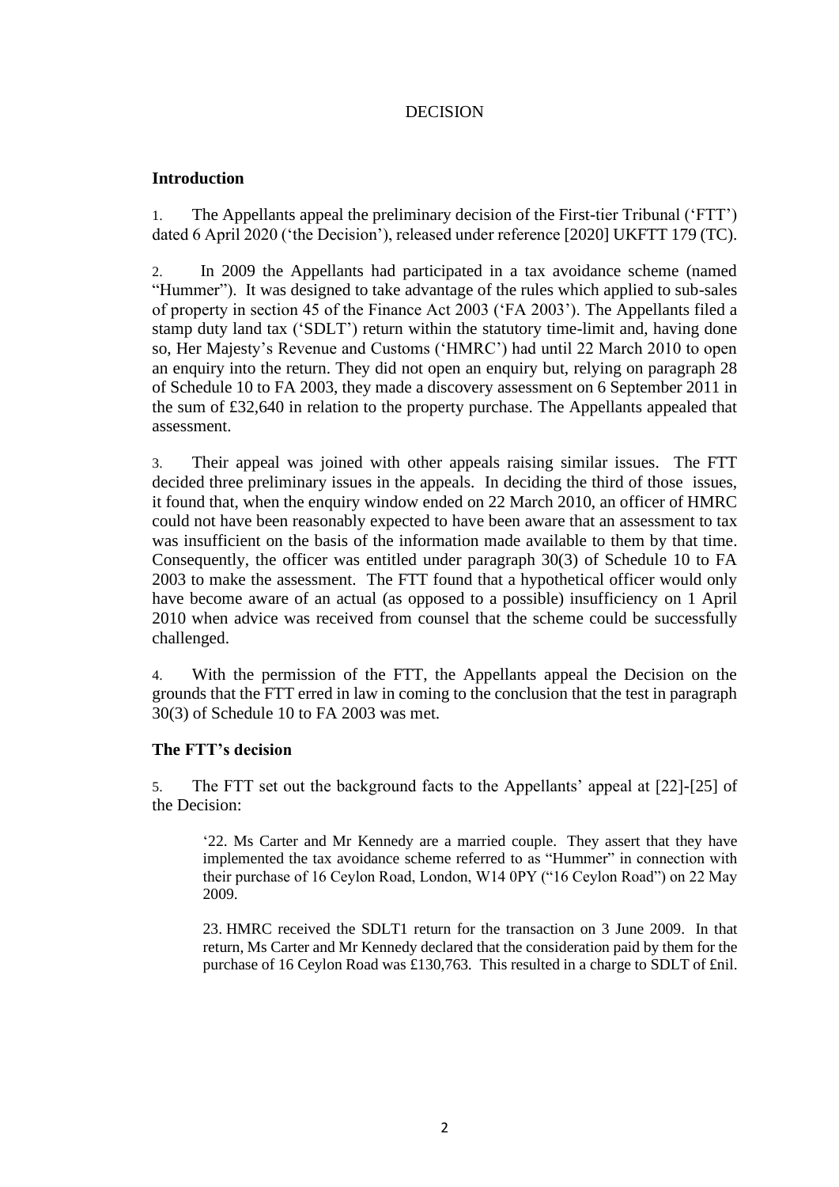DECISION

## Introduction

1. The Appellants appeal the preliminary decision of the First-tier Tribunal ('FTT') dated 6 April 2020 ('the Decision'), released under reference [2020] UKFTT 179 (TC).

2. In 2009 the Appellants had participated in a tax avoidance scheme (named "Hummer"). It was designed to take advantage of the rules which applied to sub-sales of property in section 45 of the Finance Act 2003 ('FA 2003'). The Appellants filed a stamp duty land tax ('SDLT') return within the statutory time-limit and, having done so, Her Majesty's Revenue and Customs ('HMRC') had until 22 March 2010 to open an enquiry into the return. They did not open an enquiry but, relying on paragraph 28 of Schedule 10 to FA 2003, they made a discovery assessment on 6 September 2011 in the sum of £32,640 in relation to the property purchase. The Appellants appealed that assessment.

3. Their appeal was joined with other appeals raising similar issues. The FTT decided three preliminary issues in the appeals. In deciding the third of those issues, it found that, when the enquiry window ended on 22 March 2010, an officer of HMRC could not have been reasonably expected to have been aware that an assessment to tax was insufficient on the basis of the information made available to them by that time. Consequently, the officer was entitled under paragraph 30(3) of Schedule 10 to FA 2003 to make the assessment. The FTT found that a hypothetical officer would only have become aware of an actual (as opposed to a possible) insufficiency on 1 April 2010 when advice was received from counsel that the scheme could be successfully challenged.

4. With the permission of the FTT, the Appellants appeal the Decision on the grounds that the FTT erred in law in coming to the conclusion that the test in paragraph 30(3) of Schedule 10 to FA 2003 was met.

## The FTT's decision

5. The FTT set out the background facts to the Appellants' appeal at [22]-[25] of the Decision:

> '22. Ms Carter and Mr Kennedy are a married couple. They assert that they have implemented the tax avoidance scheme referred to as "Hummer" in connection with their purchase of 16 Ceylon Road, London, W14 0PY ("16 Ceylon Road") on 22 May 2009.
>
> 23. HMRC received the SDLT1 return for the transaction on 3 June 2009. In that return, Ms Carter and Mr Kennedy declared that the consideration paid by them for the purchase of 16 Ceylon Road was £130,763. This resulted in a charge to SDLT of £nil.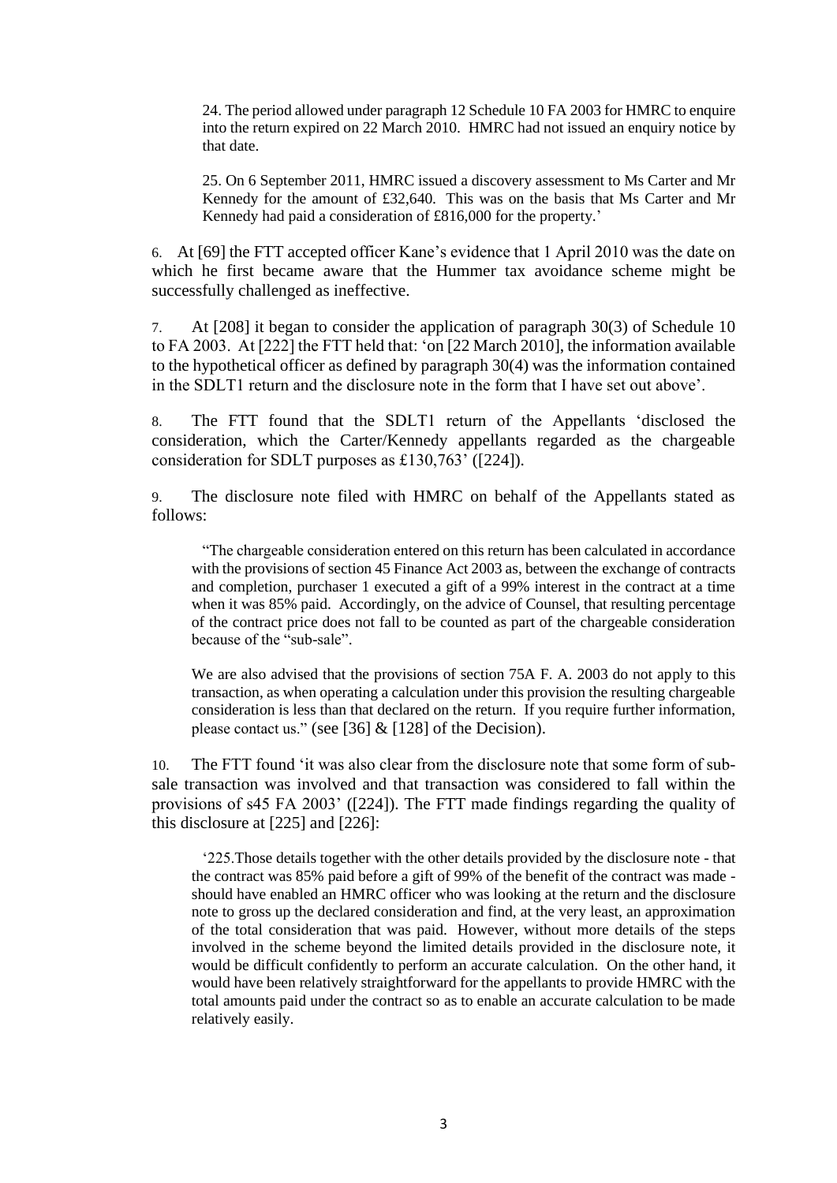> 24. The period allowed under paragraph 12 Schedule 10 FA 2003 for HMRC to enquire into the return expired on 22 March 2010. HMRC had not issued an enquiry notice by that date.
>
> 25. On 6 September 2011, HMRC issued a discovery assessment to Ms Carter and Mr Kennedy for the amount of £32,640. This was on the basis that Ms Carter and Mr Kennedy had paid a consideration of £816,000 for the property.'

6. At [69] the FTT accepted officer Kane's evidence that 1 April 2010 was the date on which he first became aware that the Hummer tax avoidance scheme might be successfully challenged as ineffective.

7. At [208] it began to consider the application of paragraph 30(3) of Schedule 10 to FA 2003. At [222] the FTT held that: 'on [22 March 2010], the information available to the hypothetical officer as defined by paragraph 30(4) was the information contained in the SDLT1 return and the disclosure note in the form that I have set out above'.

8. The FTT found that the SDLT1 return of the Appellants 'disclosed the consideration, which the Carter/Kennedy appellants regarded as the chargeable consideration for SDLT purposes as £130,763' ([224]).

9. The disclosure note filed with HMRC on behalf of the Appellants stated as follows:

> "The chargeable consideration entered on this return has been calculated in accordance with the provisions of section 45 Finance Act 2003 as, between the exchange of contracts and completion, purchaser 1 executed a gift of a 99% interest in the contract at a time when it was 85% paid. Accordingly, on the advice of Counsel, that resulting percentage of the contract price does not fall to be counted as part of the chargeable consideration because of the "sub-sale".
>
> We are also advised that the provisions of section 75A F. A. 2003 do not apply to this transaction, as when operating a calculation under this provision the resulting chargeable consideration is less than that declared on the return. If you require further information, please contact us." (see [36] & [128] of the Decision).

10. The FTT found 'it was also clear from the disclosure note that some form of sub-sale transaction was involved and that transaction was considered to fall within the provisions of s45 FA 2003' ([224]). The FTT made findings regarding the quality of this disclosure at [225] and [226]:

> '225.Those details together with the other details provided by the disclosure note - that the contract was 85% paid before a gift of 99% of the benefit of the contract was made - should have enabled an HMRC officer who was looking at the return and the disclosure note to gross up the declared consideration and find, at the very least, an approximation of the total consideration that was paid. However, without more details of the steps involved in the scheme beyond the limited details provided in the disclosure note, it would be difficult confidently to perform an accurate calculation. On the other hand, it would have been relatively straightforward for the appellants to provide HMRC with the total amounts paid under the contract so as to enable an accurate calculation to be made relatively easily.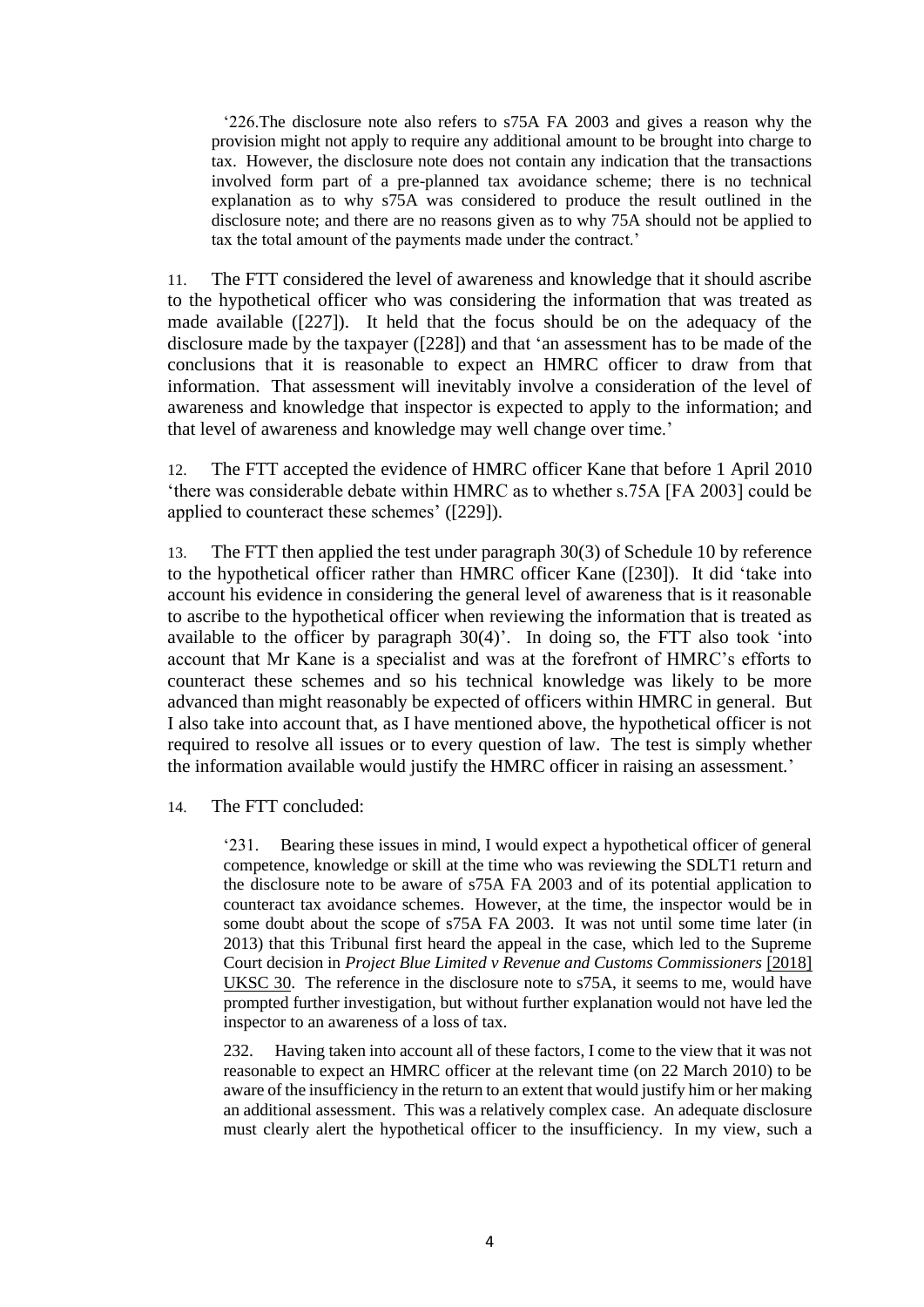> '226. The disclosure note also refers to s75A FA 2003 and gives a reason why the provision might not apply to require any additional amount to be brought into charge to tax. However, the disclosure note does not contain any indication that the transactions involved form part of a pre-planned tax avoidance scheme; there is no technical explanation as to why s75A was considered to produce the result outlined in the disclosure note; and there are no reasons given as to why 75A should not be applied to tax the total amount of the payments made under the contract.'

11. The FTT considered the level of awareness and knowledge that it should ascribe to the hypothetical officer who was considering the information that was treated as made available ([227]). It held that the focus should be on the adequacy of the disclosure made by the taxpayer ([228]) and that 'an assessment has to be made of the conclusions that it is reasonable to expect an HMRC officer to draw from that information. That assessment will inevitably involve a consideration of the level of awareness and knowledge that inspector is expected to apply to the information; and that level of awareness and knowledge may well change over time.'

12. The FTT accepted the evidence of HMRC officer Kane that before 1 April 2010 'there was considerable debate within HMRC as to whether s.75A [FA 2003] could be applied to counteract these schemes' ([229]).

13. The FTT then applied the test under paragraph 30(3) of Schedule 10 by reference to the hypothetical officer rather than HMRC officer Kane ([230]). It did 'take into account his evidence in considering the general level of awareness that is it reasonable to ascribe to the hypothetical officer when reviewing the information that is treated as available to the officer by paragraph 30(4)'. In doing so, the FTT also took 'into account that Mr Kane is a specialist and was at the forefront of HMRC's efforts to counteract these schemes and so his technical knowledge was likely to be more advanced than might reasonably be expected of officers within HMRC in general. But I also take into account that, as I have mentioned above, the hypothetical officer is not required to resolve all issues or to every question of law. The test is simply whether the information available would justify the HMRC officer in raising an assessment.'

14. The FTT concluded:

> '231. Bearing these issues in mind, I would expect a hypothetical officer of general competence, knowledge or skill at the time who was reviewing the SDLT1 return and the disclosure note to be aware of s75A FA 2003 and of its potential application to counteract tax avoidance schemes. However, at the time, the inspector would be in some doubt about the scope of s75A FA 2003. It was not until some time later (in 2013) that this Tribunal first heard the appeal in the case, which led to the Supreme Court decision in *Project Blue Limited v Revenue and Customs Commissioners* [2018] UKSC 30. The reference in the disclosure note to s75A, it seems to me, would have prompted further investigation, but without further explanation would not have led the inspector to an awareness of a loss of tax.
>
> 232. Having taken into account all of these factors, I come to the view that it was not reasonable to expect an HMRC officer at the relevant time (on 22 March 2010) to be aware of the insufficiency in the return to an extent that would justify him or her making an additional assessment. This was a relatively complex case. An adequate disclosure must clearly alert the hypothetical officer to the insufficiency. In my view, such a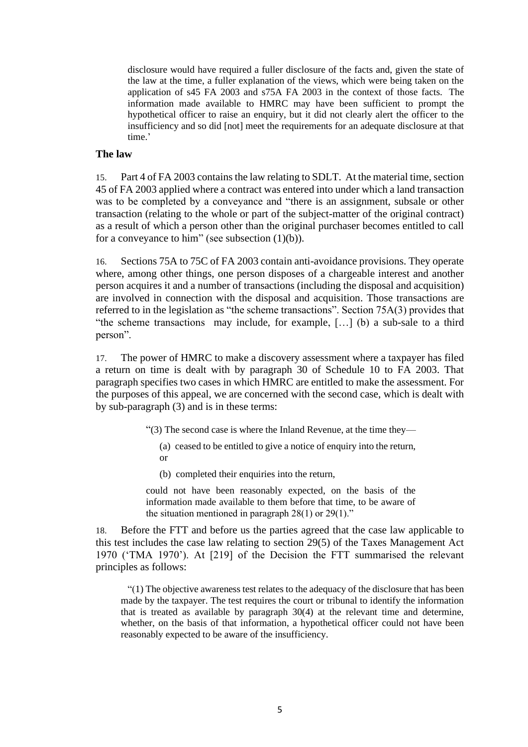> disclosure would have required a fuller disclosure of the facts and, given the state of the law at the time, a fuller explanation of the views, which were being taken on the application of s45 FA 2003 and s75A FA 2003 in the context of those facts. The information made available to HMRC may have been sufficient to prompt the hypothetical officer to raise an enquiry, but it did not clearly alert the officer to the insufficiency and so did [not] meet the requirements for an adequate disclosure at that time.'

### The law

15. Part 4 of FA 2003 contains the law relating to SDLT. At the material time, section 45 of FA 2003 applied where a contract was entered into under which a land transaction was to be completed by a conveyance and "there is an assignment, subsale or other transaction (relating to the whole or part of the subject-matter of the original contract) as a result of which a person other than the original purchaser becomes entitled to call for a conveyance to him" (see subsection (1)(b)).

16. Sections 75A to 75C of FA 2003 contain anti-avoidance provisions. They operate where, among other things, one person disposes of a chargeable interest and another person acquires it and a number of transactions (including the disposal and acquisition) are involved in connection with the disposal and acquisition. Those transactions are referred to in the legislation as "the scheme transactions". Section 75A(3) provides that "the scheme transactions may include, for example, […] (b) a sub-sale to a third person".

17. The power of HMRC to make a discovery assessment where a taxpayer has filed a return on time is dealt with by paragraph 30 of Schedule 10 to FA 2003. That paragraph specifies two cases in which HMRC are entitled to make the assessment. For the purposes of this appeal, we are concerned with the second case, which is dealt with by sub-paragraph (3) and is in these terms:

> "(3) The second case is where the Inland Revenue, at the time they—
>
> (a) ceased to be entitled to give a notice of enquiry into the return, or
>
> (b) completed their enquiries into the return,
>
> could not have been reasonably expected, on the basis of the information made available to them before that time, to be aware of the situation mentioned in paragraph 28(1) or 29(1)."

18. Before the FTT and before us the parties agreed that the case law applicable to this test includes the case law relating to section 29(5) of the Taxes Management Act 1970 ('TMA 1970'). At [219] of the Decision the FTT summarised the relevant principles as follows:

> "(1) The objective awareness test relates to the adequacy of the disclosure that has been made by the taxpayer. The test requires the court or tribunal to identify the information that is treated as available by paragraph 30(4) at the relevant time and determine, whether, on the basis of that information, a hypothetical officer could not have been reasonably expected to be aware of the insufficiency.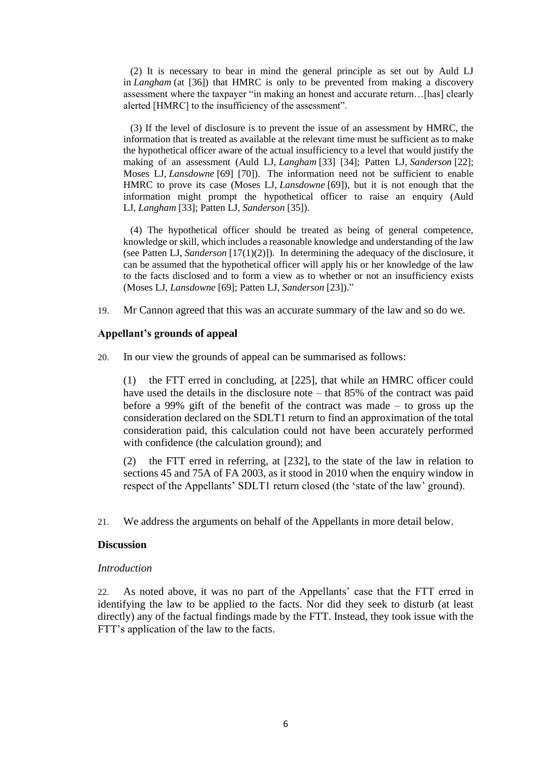(2) It is necessary to bear in mind the general principle as set out by Auld LJ in *Langham* (at [36]) that HMRC is only to be prevented from making a discovery assessment where the taxpayer "in making an honest and accurate return…[has] clearly alerted [HMRC] to the insufficiency of the assessment".

(3) If the level of disclosure is to prevent the issue of an assessment by HMRC, the information that is treated as available at the relevant time must be sufficient as to make the hypothetical officer aware of the actual insufficiency to a level that would justify the making of an assessment (Auld LJ, *Langham* [33] [34]; Patten LJ, *Sanderson* [22]; Moses LJ, *Lansdowne* [69] [70]). The information need not be sufficient to enable HMRC to prove its case (Moses LJ, *Lansdowne* [69]), but it is not enough that the information might prompt the hypothetical officer to raise an enquiry (Auld LJ, *Langham* [33]; Patten LJ, *Sanderson* [35]).

(4) The hypothetical officer should be treated as being of general competence, knowledge or skill, which includes a reasonable knowledge and understanding of the law (see Patten LJ, *Sanderson* [17(1)(2)]). In determining the adequacy of the disclosure, it can be assumed that the hypothetical officer will apply his or her knowledge of the law to the facts disclosed and to form a view as to whether or not an insufficiency exists (Moses LJ, *Lansdowne* [69]; Patten LJ, *Sanderson* [23])."

19. Mr Cannon agreed that this was an accurate summary of the law and so do we.

### Appellant's grounds of appeal

20. In our view the grounds of appeal can be summarised as follows:

(1) the FTT erred in concluding, at [225], that while an HMRC officer could have used the details in the disclosure note – that 85% of the contract was paid before a 99% gift of the benefit of the contract was made – to gross up the consideration declared on the SDLT1 return to find an approximation of the total consideration paid, this calculation could not have been accurately performed with confidence (the calculation ground); and

(2) the FTT erred in referring, at [232], to the state of the law in relation to sections 45 and 75A of FA 2003, as it stood in 2010 when the enquiry window in respect of the Appellants' SDLT1 return closed (the 'state of the law' ground).

21. We address the arguments on behalf of the Appellants in more detail below.

### Discussion

*Introduction*

22. As noted above, it was no part of the Appellants' case that the FTT erred in identifying the law to be applied to the facts. Nor did they seek to disturb (at least directly) any of the factual findings made by the FTT. Instead, they took issue with the FTT's application of the law to the facts.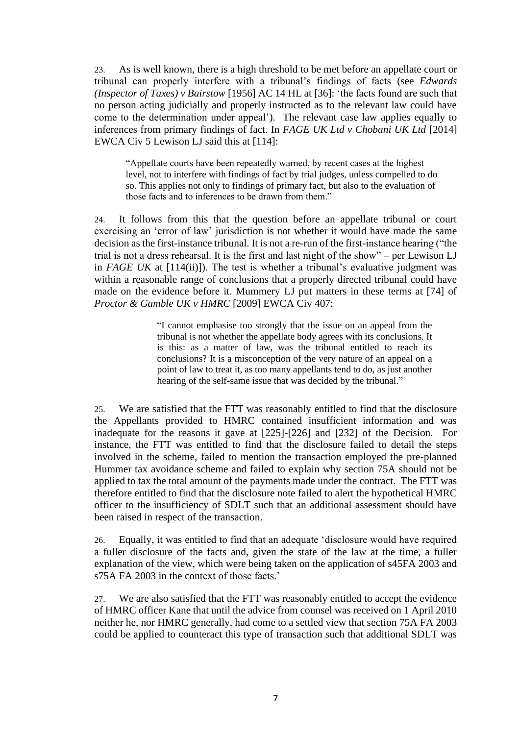23. As is well known, there is a high threshold to be met before an appellate court or tribunal can properly interfere with a tribunal's findings of facts (see *Edwards (Inspector of Taxes) v Bairstow* [1956] AC 14 HL at [36]: 'the facts found are such that no person acting judicially and properly instructed as to the relevant law could have come to the determination under appeal'). The relevant case law applies equally to inferences from primary findings of fact. In *FAGE UK Ltd v Chobani UK Ltd* [2014] EWCA Civ 5 Lewison LJ said this at [114]:

> "Appellate courts have been repeatedly warned, by recent cases at the highest level, not to interfere with findings of fact by trial judges, unless compelled to do so. This applies not only to findings of primary fact, but also to the evaluation of those facts and to inferences to be drawn from them."

24. It follows from this that the question before an appellate tribunal or court exercising an 'error of law' jurisdiction is not whether it would have made the same decision as the first-instance tribunal. It is not a re-run of the first-instance hearing ("the trial is not a dress rehearsal. It is the first and last night of the show" – per Lewison LJ in *FAGE UK* at [114(ii)]). The test is whether a tribunal's evaluative judgment was within a reasonable range of conclusions that a properly directed tribunal could have made on the evidence before it. Mummery LJ put matters in these terms at [74] of *Proctor & Gamble UK v HMRC* [2009] EWCA Civ 407:

> "I cannot emphasise too strongly that the issue on an appeal from the tribunal is not whether the appellate body agrees with its conclusions. It is this: as a matter of law, was the tribunal entitled to reach its conclusions? It is a misconception of the very nature of an appeal on a point of law to treat it, as too many appellants tend to do, as just another hearing of the self-same issue that was decided by the tribunal."

25. We are satisfied that the FTT was reasonably entitled to find that the disclosure the Appellants provided to HMRC contained insufficient information and was inadequate for the reasons it gave at [225]-[226] and [232] of the Decision. For instance, the FTT was entitled to find that the disclosure failed to detail the steps involved in the scheme, failed to mention the transaction employed the pre-planned Hummer tax avoidance scheme and failed to explain why section 75A should not be applied to tax the total amount of the payments made under the contract. The FTT was therefore entitled to find that the disclosure note failed to alert the hypothetical HMRC officer to the insufficiency of SDLT such that an additional assessment should have been raised in respect of the transaction.

26. Equally, it was entitled to find that an adequate 'disclosure would have required a fuller disclosure of the facts and, given the state of the law at the time, a fuller explanation of the view, which were being taken on the application of s45FA 2003 and s75A FA 2003 in the context of those facts.'

27. We are also satisfied that the FTT was reasonably entitled to accept the evidence of HMRC officer Kane that until the advice from counsel was received on 1 April 2010 neither he, nor HMRC generally, had come to a settled view that section 75A FA 2003 could be applied to counteract this type of transaction such that additional SDLT was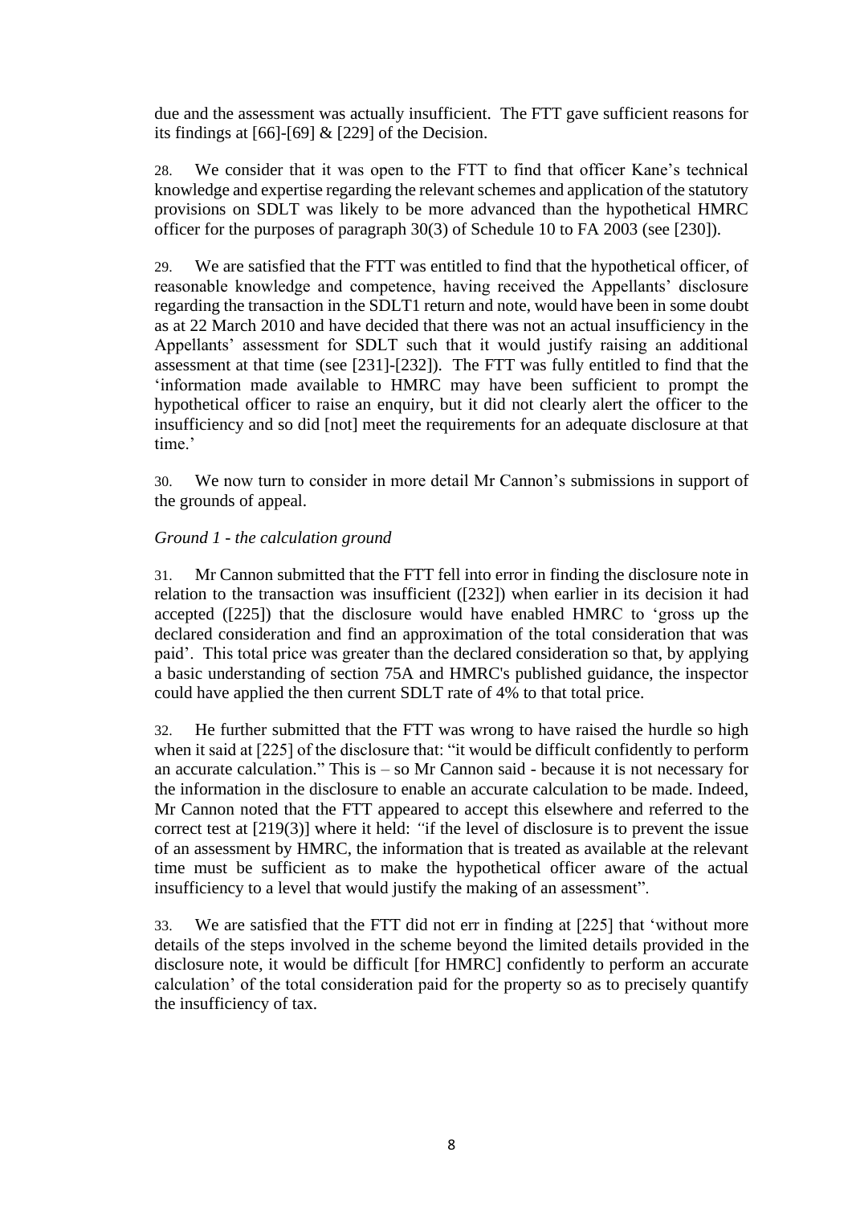due and the assessment was actually insufficient. The FTT gave sufficient reasons for its findings at [66]-[69] & [229] of the Decision.

28. We consider that it was open to the FTT to find that officer Kane's technical knowledge and expertise regarding the relevant schemes and application of the statutory provisions on SDLT was likely to be more advanced than the hypothetical HMRC officer for the purposes of paragraph 30(3) of Schedule 10 to FA 2003 (see [230]).

29. We are satisfied that the FTT was entitled to find that the hypothetical officer, of reasonable knowledge and competence, having received the Appellants' disclosure regarding the transaction in the SDLT1 return and note, would have been in some doubt as at 22 March 2010 and have decided that there was not an actual insufficiency in the Appellants' assessment for SDLT such that it would justify raising an additional assessment at that time (see [231]-[232]). The FTT was fully entitled to find that the 'information made available to HMRC may have been sufficient to prompt the hypothetical officer to raise an enquiry, but it did not clearly alert the officer to the insufficiency and so did [not] meet the requirements for an adequate disclosure at that time.'

30. We now turn to consider in more detail Mr Cannon's submissions in support of the grounds of appeal.

*Ground 1 - the calculation ground*

31. Mr Cannon submitted that the FTT fell into error in finding the disclosure note in relation to the transaction was insufficient ([232]) when earlier in its decision it had accepted ([225]) that the disclosure would have enabled HMRC to 'gross up the declared consideration and find an approximation of the total consideration that was paid'. This total price was greater than the declared consideration so that, by applying a basic understanding of section 75A and HMRC's published guidance, the inspector could have applied the then current SDLT rate of 4% to that total price.

32. He further submitted that the FTT was wrong to have raised the hurdle so high when it said at [225] of the disclosure that: "it would be difficult confidently to perform an accurate calculation." This is – so Mr Cannon said - because it is not necessary for the information in the disclosure to enable an accurate calculation to be made. Indeed, Mr Cannon noted that the FTT appeared to accept this elsewhere and referred to the correct test at [219(3)] where it held: *"*if the level of disclosure is to prevent the issue of an assessment by HMRC, the information that is treated as available at the relevant time must be sufficient as to make the hypothetical officer aware of the actual insufficiency to a level that would justify the making of an assessment".

33. We are satisfied that the FTT did not err in finding at [225] that 'without more details of the steps involved in the scheme beyond the limited details provided in the disclosure note, it would be difficult [for HMRC] confidently to perform an accurate calculation' of the total consideration paid for the property so as to precisely quantify the insufficiency of tax.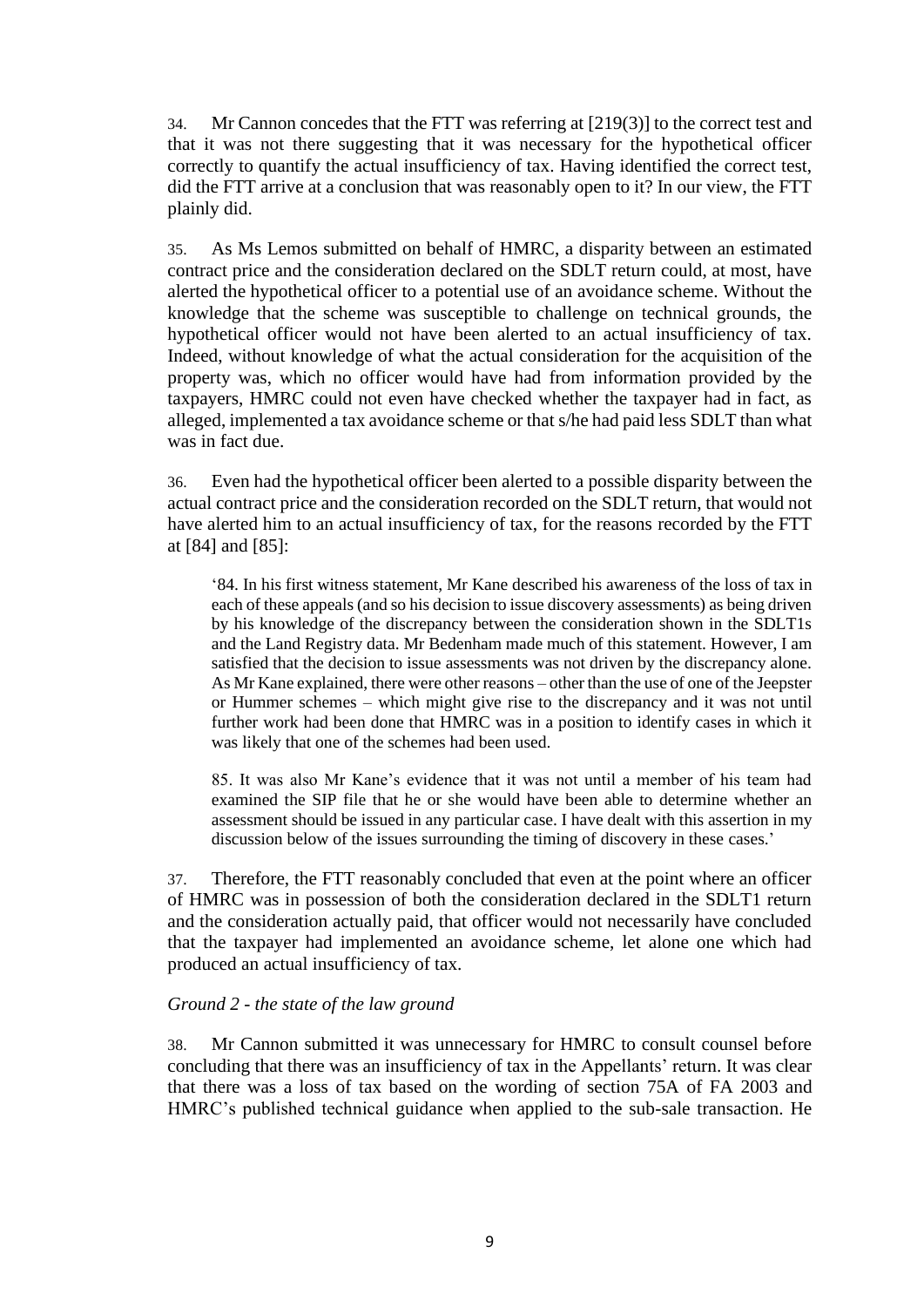34. Mr Cannon concedes that the FTT was referring at [219(3)] to the correct test and that it was not there suggesting that it was necessary for the hypothetical officer correctly to quantify the actual insufficiency of tax. Having identified the correct test, did the FTT arrive at a conclusion that was reasonably open to it? In our view, the FTT plainly did.

35. As Ms Lemos submitted on behalf of HMRC, a disparity between an estimated contract price and the consideration declared on the SDLT return could, at most, have alerted the hypothetical officer to a potential use of an avoidance scheme. Without the knowledge that the scheme was susceptible to challenge on technical grounds, the hypothetical officer would not have been alerted to an actual insufficiency of tax. Indeed, without knowledge of what the actual consideration for the acquisition of the property was, which no officer would have had from information provided by the taxpayers, HMRC could not even have checked whether the taxpayer had in fact, as alleged, implemented a tax avoidance scheme or that s/he had paid less SDLT than what was in fact due.

36. Even had the hypothetical officer been alerted to a possible disparity between the actual contract price and the consideration recorded on the SDLT return, that would not have alerted him to an actual insufficiency of tax, for the reasons recorded by the FTT at [84] and [85]:

> '84. In his first witness statement, Mr Kane described his awareness of the loss of tax in each of these appeals (and so his decision to issue discovery assessments) as being driven by his knowledge of the discrepancy between the consideration shown in the SDLT1s and the Land Registry data. Mr Bedenham made much of this statement. However, I am satisfied that the decision to issue assessments was not driven by the discrepancy alone. As Mr Kane explained, there were other reasons – other than the use of one of the Jeepster or Hummer schemes – which might give rise to the discrepancy and it was not until further work had been done that HMRC was in a position to identify cases in which it was likely that one of the schemes had been used.
>
> 85. It was also Mr Kane's evidence that it was not until a member of his team had examined the SIP file that he or she would have been able to determine whether an assessment should be issued in any particular case. I have dealt with this assertion in my discussion below of the issues surrounding the timing of discovery in these cases.'

37. Therefore, the FTT reasonably concluded that even at the point where an officer of HMRC was in possession of both the consideration declared in the SDLT1 return and the consideration actually paid, that officer would not necessarily have concluded that the taxpayer had implemented an avoidance scheme, let alone one which had produced an actual insufficiency of tax.

*Ground 2 - the state of the law ground*

38. Mr Cannon submitted it was unnecessary for HMRC to consult counsel before concluding that there was an insufficiency of tax in the Appellants' return. It was clear that there was a loss of tax based on the wording of section 75A of FA 2003 and HMRC's published technical guidance when applied to the sub-sale transaction. He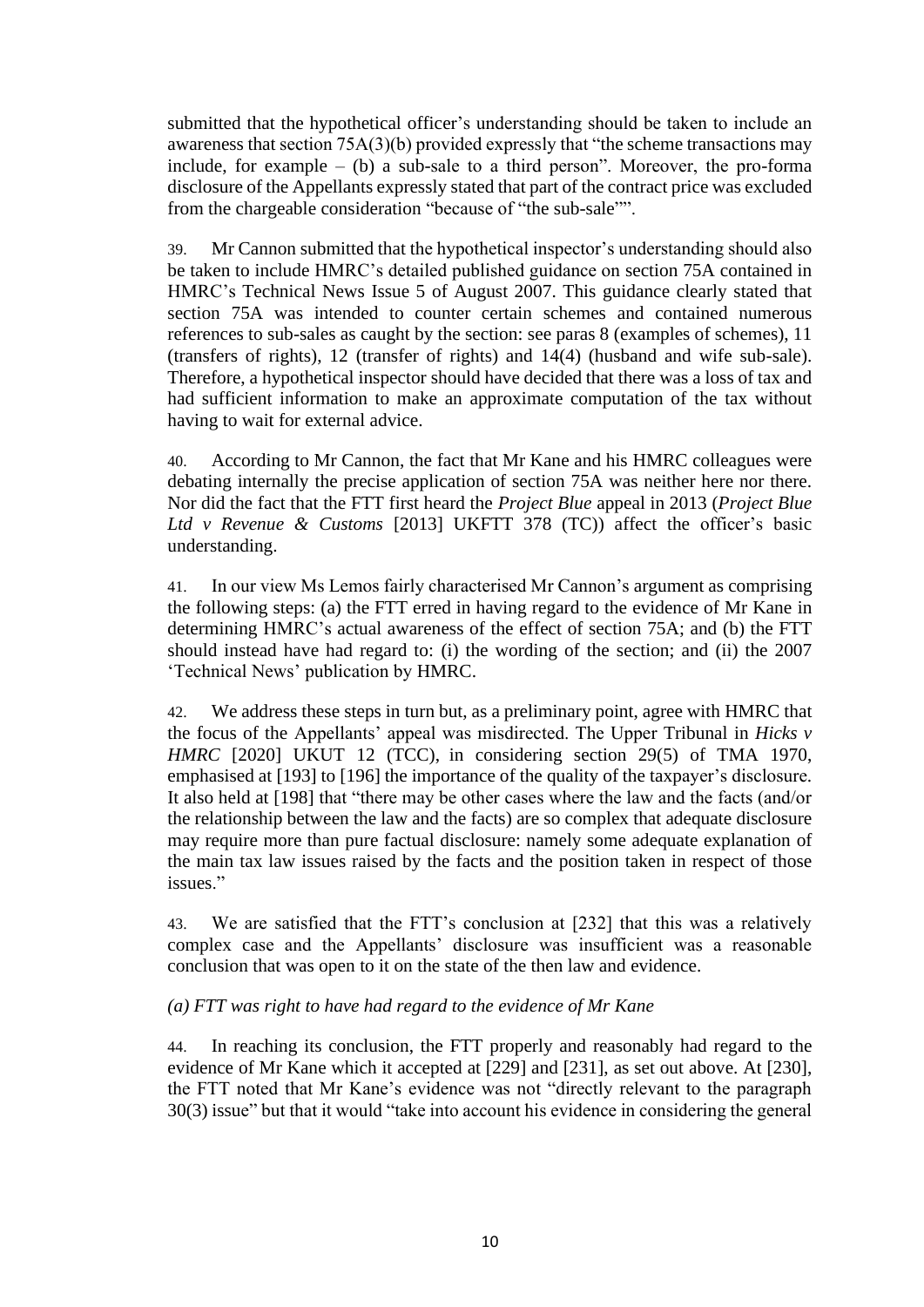submitted that the hypothetical officer's understanding should be taken to include an awareness that section 75A(3)(b) provided expressly that "the scheme transactions may include, for example – (b) a sub-sale to a third person". Moreover, the pro-forma disclosure of the Appellants expressly stated that part of the contract price was excluded from the chargeable consideration "because of "the sub-sale"".

39. Mr Cannon submitted that the hypothetical inspector's understanding should also be taken to include HMRC's detailed published guidance on section 75A contained in HMRC's Technical News Issue 5 of August 2007. This guidance clearly stated that section 75A was intended to counter certain schemes and contained numerous references to sub-sales as caught by the section: see paras 8 (examples of schemes), 11 (transfers of rights), 12 (transfer of rights) and 14(4) (husband and wife sub-sale). Therefore, a hypothetical inspector should have decided that there was a loss of tax and had sufficient information to make an approximate computation of the tax without having to wait for external advice.

40. According to Mr Cannon, the fact that Mr Kane and his HMRC colleagues were debating internally the precise application of section 75A was neither here nor there. Nor did the fact that the FTT first heard the *Project Blue* appeal in 2013 (*Project Blue Ltd v Revenue & Customs* [2013] UKFTT 378 (TC)) affect the officer's basic understanding.

41. In our view Ms Lemos fairly characterised Mr Cannon's argument as comprising the following steps: (a) the FTT erred in having regard to the evidence of Mr Kane in determining HMRC's actual awareness of the effect of section 75A; and (b) the FTT should instead have had regard to: (i) the wording of the section; and (ii) the 2007 'Technical News' publication by HMRC.

42. We address these steps in turn but, as a preliminary point, agree with HMRC that the focus of the Appellants' appeal was misdirected. The Upper Tribunal in *Hicks v HMRC* [2020] UKUT 12 (TCC), in considering section 29(5) of TMA 1970, emphasised at [193] to [196] the importance of the quality of the taxpayer's disclosure. It also held at [198] that "there may be other cases where the law and the facts (and/or the relationship between the law and the facts) are so complex that adequate disclosure may require more than pure factual disclosure: namely some adequate explanation of the main tax law issues raised by the facts and the position taken in respect of those issues."

43. We are satisfied that the FTT's conclusion at [232] that this was a relatively complex case and the Appellants' disclosure was insufficient was a reasonable conclusion that was open to it on the state of the then law and evidence.

*(a) FTT was right to have had regard to the evidence of Mr Kane*

44. In reaching its conclusion, the FTT properly and reasonably had regard to the evidence of Mr Kane which it accepted at [229] and [231], as set out above. At [230], the FTT noted that Mr Kane's evidence was not "directly relevant to the paragraph 30(3) issue" but that it would "take into account his evidence in considering the general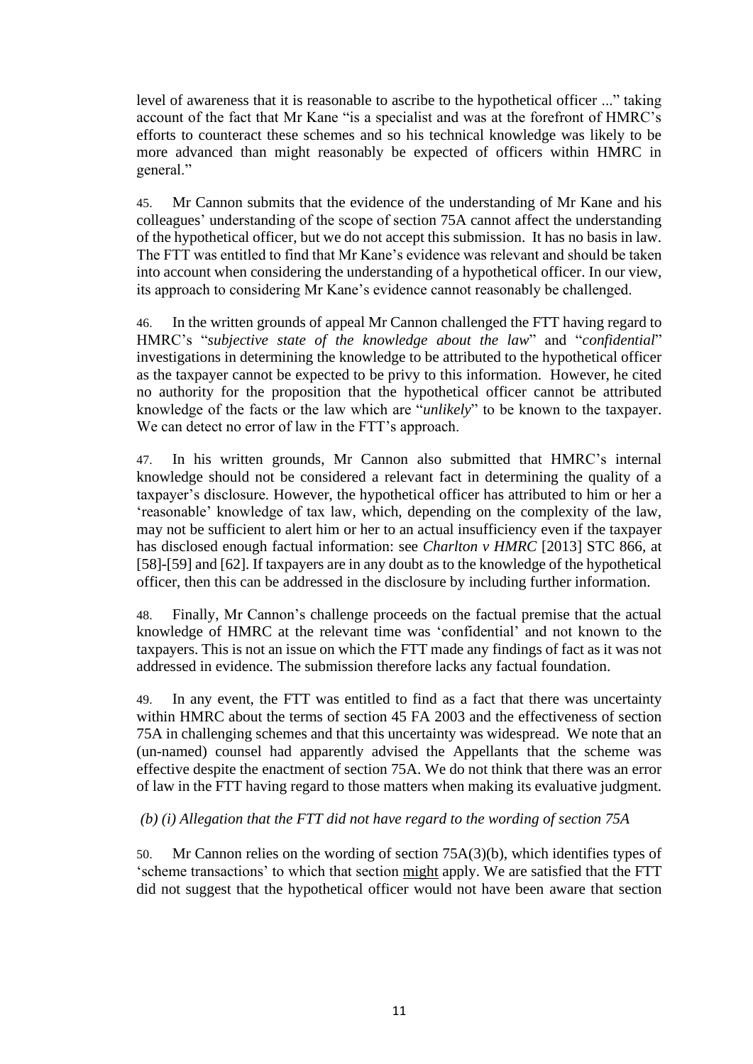level of awareness that it is reasonable to ascribe to the hypothetical officer ..." taking account of the fact that Mr Kane "is a specialist and was at the forefront of HMRC's efforts to counteract these schemes and so his technical knowledge was likely to be more advanced than might reasonably be expected of officers within HMRC in general."

45. Mr Cannon submits that the evidence of the understanding of Mr Kane and his colleagues' understanding of the scope of section 75A cannot affect the understanding of the hypothetical officer, but we do not accept this submission. It has no basis in law. The FTT was entitled to find that Mr Kane's evidence was relevant and should be taken into account when considering the understanding of a hypothetical officer. In our view, its approach to considering Mr Kane's evidence cannot reasonably be challenged.

46. In the written grounds of appeal Mr Cannon challenged the FTT having regard to HMRC's "*subjective state of the knowledge about the law*" and "*confidential*" investigations in determining the knowledge to be attributed to the hypothetical officer as the taxpayer cannot be expected to be privy to this information. However, he cited no authority for the proposition that the hypothetical officer cannot be attributed knowledge of the facts or the law which are "*unlikely*" to be known to the taxpayer. We can detect no error of law in the FTT's approach.

47. In his written grounds, Mr Cannon also submitted that HMRC's internal knowledge should not be considered a relevant fact in determining the quality of a taxpayer's disclosure. However, the hypothetical officer has attributed to him or her a 'reasonable' knowledge of tax law, which, depending on the complexity of the law, may not be sufficient to alert him or her to an actual insufficiency even if the taxpayer has disclosed enough factual information: see *Charlton v HMRC* [2013] STC 866, at [58]-[59] and [62]. If taxpayers are in any doubt as to the knowledge of the hypothetical officer, then this can be addressed in the disclosure by including further information.

48. Finally, Mr Cannon's challenge proceeds on the factual premise that the actual knowledge of HMRC at the relevant time was 'confidential' and not known to the taxpayers. This is not an issue on which the FTT made any findings of fact as it was not addressed in evidence. The submission therefore lacks any factual foundation.

49. In any event, the FTT was entitled to find as a fact that there was uncertainty within HMRC about the terms of section 45 FA 2003 and the effectiveness of section 75A in challenging schemes and that this uncertainty was widespread. We note that an (un-named) counsel had apparently advised the Appellants that the scheme was effective despite the enactment of section 75A. We do not think that there was an error of law in the FTT having regard to those matters when making its evaluative judgment.

*(b) (i) Allegation that the FTT did not have regard to the wording of section 75A*

50. Mr Cannon relies on the wording of section 75A(3)(b), which identifies types of 'scheme transactions' to which that section <u>might</u> apply. We are satisfied that the FTT did not suggest that the hypothetical officer would not have been aware that section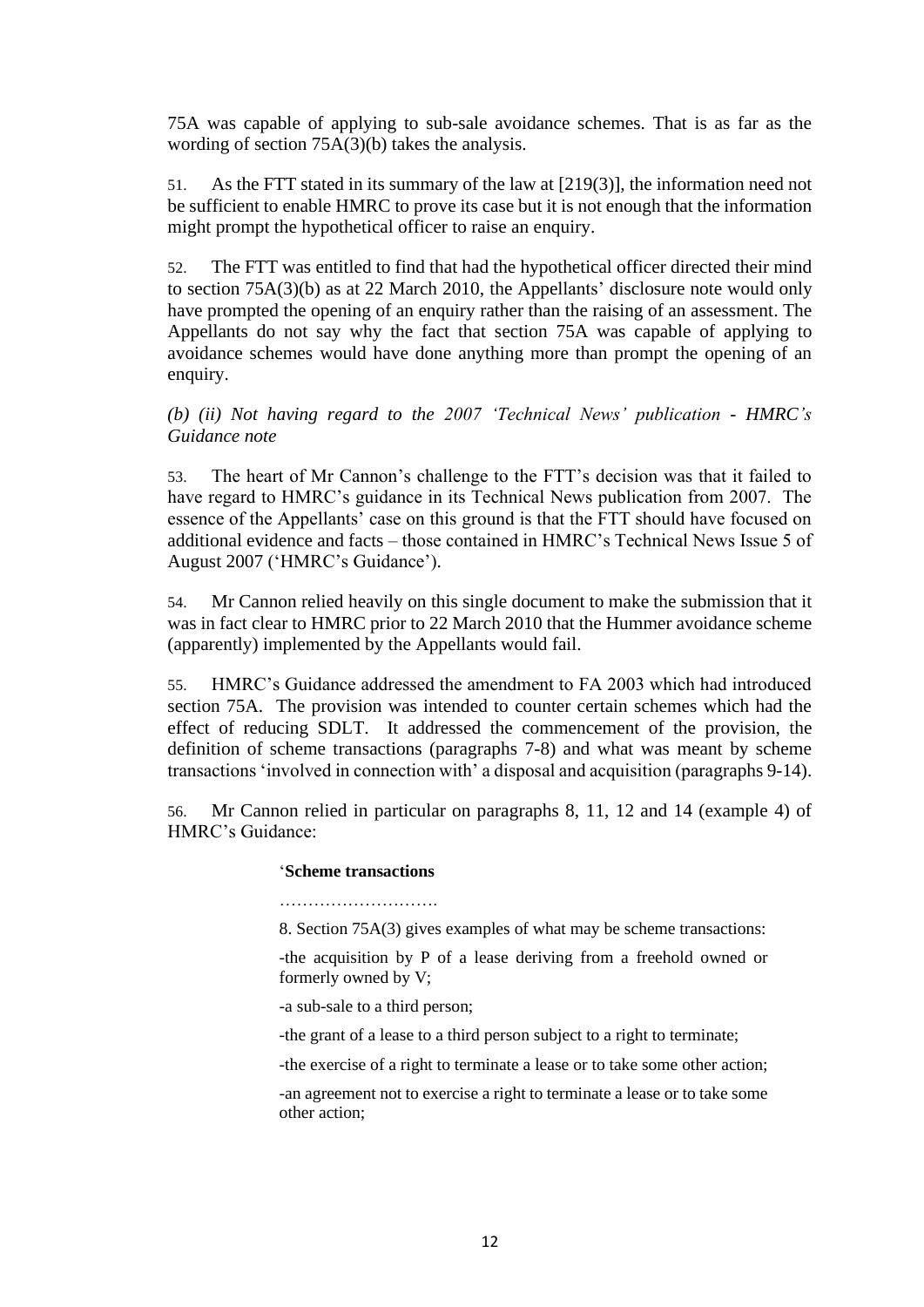75A was capable of applying to sub-sale avoidance schemes. That is as far as the wording of section 75A(3)(b) takes the analysis.

51. As the FTT stated in its summary of the law at [219(3)], the information need not be sufficient to enable HMRC to prove its case but it is not enough that the information might prompt the hypothetical officer to raise an enquiry.

52. The FTT was entitled to find that had the hypothetical officer directed their mind to section 75A(3)(b) as at 22 March 2010, the Appellants' disclosure note would only have prompted the opening of an enquiry rather than the raising of an assessment. The Appellants do not say why the fact that section 75A was capable of applying to avoidance schemes would have done anything more than prompt the opening of an enquiry.

*(b) (ii) Not having regard to the 2007 'Technical News' publication - HMRC's Guidance note*

53. The heart of Mr Cannon's challenge to the FTT's decision was that it failed to have regard to HMRC's guidance in its Technical News publication from 2007. The essence of the Appellants' case on this ground is that the FTT should have focused on additional evidence and facts – those contained in HMRC's Technical News Issue 5 of August 2007 ('HMRC's Guidance').

54. Mr Cannon relied heavily on this single document to make the submission that it was in fact clear to HMRC prior to 22 March 2010 that the Hummer avoidance scheme (apparently) implemented by the Appellants would fail.

55. HMRC's Guidance addressed the amendment to FA 2003 which had introduced section 75A. The provision was intended to counter certain schemes which had the effect of reducing SDLT. It addressed the commencement of the provision, the definition of scheme transactions (paragraphs 7-8) and what was meant by scheme transactions 'involved in connection with' a disposal and acquisition (paragraphs 9-14).

56. Mr Cannon relied in particular on paragraphs 8, 11, 12 and 14 (example 4) of HMRC's Guidance:

> '**Scheme transactions**
>
> ……………………….
>
> 8. Section 75A(3) gives examples of what may be scheme transactions:
>
> -the acquisition by P of a lease deriving from a freehold owned or formerly owned by V;
>
> -a sub-sale to a third person;
>
> -the grant of a lease to a third person subject to a right to terminate;
>
> -the exercise of a right to terminate a lease or to take some other action;
>
> -an agreement not to exercise a right to terminate a lease or to take some other action;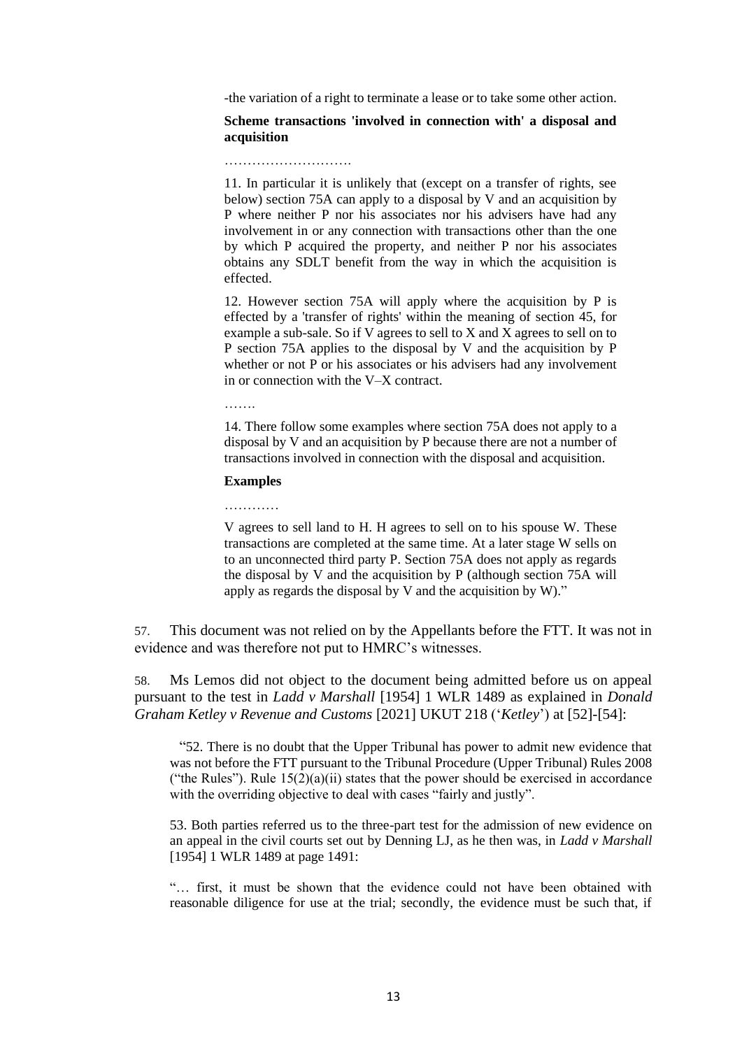> -the variation of a right to terminate a lease or to take some other action.
>
> **Scheme transactions 'involved in connection with' a disposal and acquisition**
>
> ……………………….
>
> 11. In particular it is unlikely that (except on a transfer of rights, see below) section 75A can apply to a disposal by V and an acquisition by P where neither P nor his associates nor his advisers have had any involvement in or any connection with transactions other than the one by which P acquired the property, and neither P nor his associates obtains any SDLT benefit from the way in which the acquisition is effected.
>
> 12. However section 75A will apply where the acquisition by P is effected by a 'transfer of rights' within the meaning of section 45, for example a sub-sale. So if V agrees to sell to X and X agrees to sell on to P section 75A applies to the disposal by V and the acquisition by P whether or not P or his associates or his advisers had any involvement in or connection with the V–X contract.
>
> …….
>
> 14. There follow some examples where section 75A does not apply to a disposal by V and an acquisition by P because there are not a number of transactions involved in connection with the disposal and acquisition.
>
> **Examples**
>
> …………
>
> V agrees to sell land to H. H agrees to sell on to his spouse W. These transactions are completed at the same time. At a later stage W sells on to an unconnected third party P. Section 75A does not apply as regards the disposal by V and the acquisition by P (although section 75A will apply as regards the disposal by V and the acquisition by W)."

57. This document was not relied on by the Appellants before the FTT. It was not in evidence and was therefore not put to HMRC's witnesses.

58. Ms Lemos did not object to the document being admitted before us on appeal pursuant to the test in *Ladd v Marshall* [1954] 1 WLR 1489 as explained in *Donald Graham Ketley v Revenue and Customs* [2021] UKUT 218 ('*Ketley*') at [52]-[54]:

> "52. There is no doubt that the Upper Tribunal has power to admit new evidence that was not before the FTT pursuant to the Tribunal Procedure (Upper Tribunal) Rules 2008 ("the Rules"). Rule 15(2)(a)(ii) states that the power should be exercised in accordance with the overriding objective to deal with cases "fairly and justly".
>
> 53. Both parties referred us to the three-part test for the admission of new evidence on an appeal in the civil courts set out by Denning LJ, as he then was, in *Ladd v Marshall* [1954] 1 WLR 1489 at page 1491:
>
> "… first, it must be shown that the evidence could not have been obtained with reasonable diligence for use at the trial; secondly, the evidence must be such that, if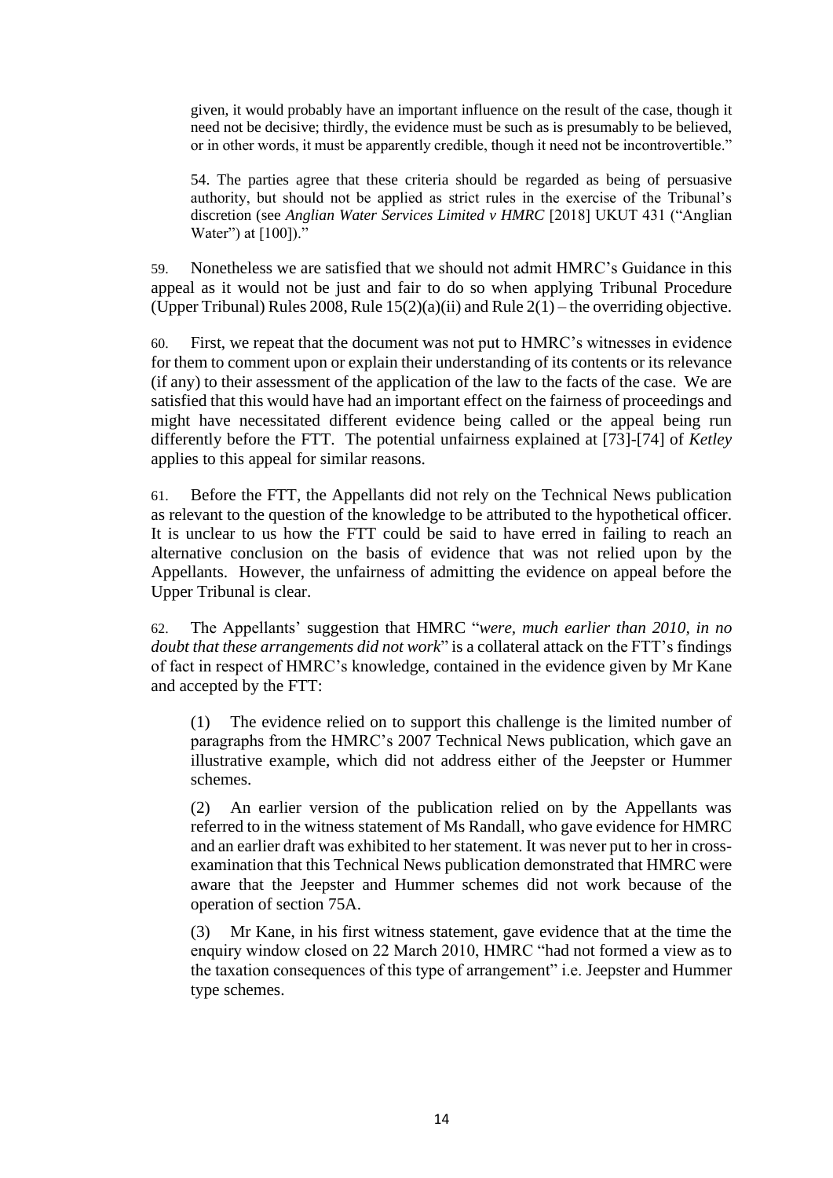> given, it would probably have an important influence on the result of the case, though it need not be decisive; thirdly, the evidence must be such as is presumably to be believed, or in other words, it must be apparently credible, though it need not be incontrovertible."
>
> 54. The parties agree that these criteria should be regarded as being of persuasive authority, but should not be applied as strict rules in the exercise of the Tribunal's discretion (see *Anglian Water Services Limited v HMRC* [2018] UKUT 431 ("Anglian Water") at [100])."

59. Nonetheless we are satisfied that we should not admit HMRC's Guidance in this appeal as it would not be just and fair to do so when applying Tribunal Procedure (Upper Tribunal) Rules 2008, Rule 15(2)(a)(ii) and Rule 2(1) – the overriding objective.

60. First, we repeat that the document was not put to HMRC's witnesses in evidence for them to comment upon or explain their understanding of its contents or its relevance (if any) to their assessment of the application of the law to the facts of the case. We are satisfied that this would have had an important effect on the fairness of proceedings and might have necessitated different evidence being called or the appeal being run differently before the FTT. The potential unfairness explained at [73]-[74] of *Ketley* applies to this appeal for similar reasons.

61. Before the FTT, the Appellants did not rely on the Technical News publication as relevant to the question of the knowledge to be attributed to the hypothetical officer. It is unclear to us how the FTT could be said to have erred in failing to reach an alternative conclusion on the basis of evidence that was not relied upon by the Appellants. However, the unfairness of admitting the evidence on appeal before the Upper Tribunal is clear.

62. The Appellants' suggestion that HMRC "*were, much earlier than 2010, in no doubt that these arrangements did not work*" is a collateral attack on the FTT's findings of fact in respect of HMRC's knowledge, contained in the evidence given by Mr Kane and accepted by the FTT:

> (1) The evidence relied on to support this challenge is the limited number of paragraphs from the HMRC's 2007 Technical News publication, which gave an illustrative example, which did not address either of the Jeepster or Hummer schemes.
>
> (2) An earlier version of the publication relied on by the Appellants was referred to in the witness statement of Ms Randall, who gave evidence for HMRC and an earlier draft was exhibited to her statement. It was never put to her in cross-examination that this Technical News publication demonstrated that HMRC were aware that the Jeepster and Hummer schemes did not work because of the operation of section 75A.
>
> (3) Mr Kane, in his first witness statement, gave evidence that at the time the enquiry window closed on 22 March 2010, HMRC "had not formed a view as to the taxation consequences of this type of arrangement" i.e. Jeepster and Hummer type schemes.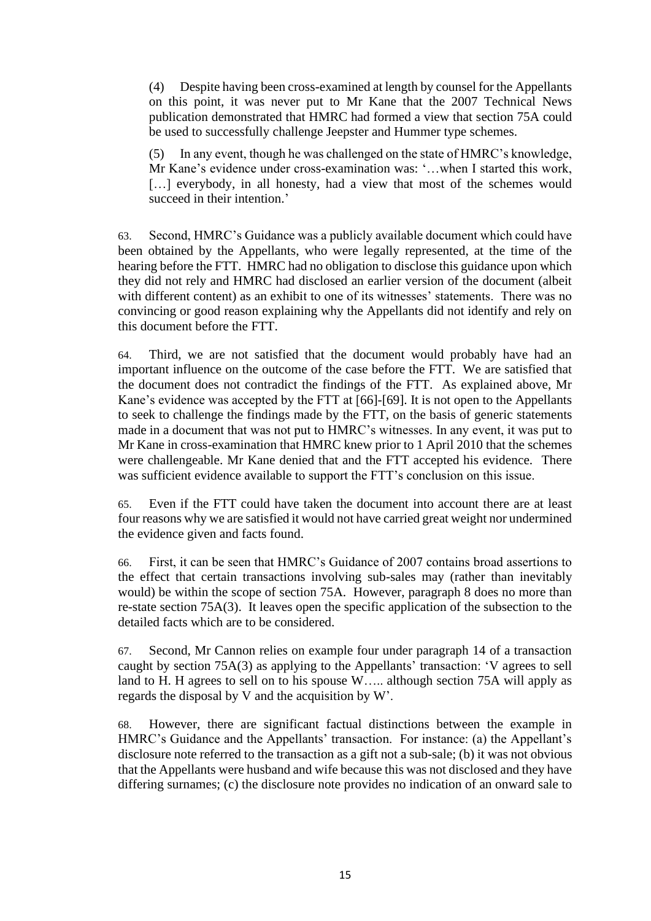(4) Despite having been cross-examined at length by counsel for the Appellants on this point, it was never put to Mr Kane that the 2007 Technical News publication demonstrated that HMRC had formed a view that section 75A could be used to successfully challenge Jeepster and Hummer type schemes.

(5) In any event, though he was challenged on the state of HMRC's knowledge, Mr Kane's evidence under cross-examination was: '…when I started this work, […] everybody, in all honesty, had a view that most of the schemes would succeed in their intention.'

63. Second, HMRC's Guidance was a publicly available document which could have been obtained by the Appellants, who were legally represented, at the time of the hearing before the FTT. HMRC had no obligation to disclose this guidance upon which they did not rely and HMRC had disclosed an earlier version of the document (albeit with different content) as an exhibit to one of its witnesses' statements. There was no convincing or good reason explaining why the Appellants did not identify and rely on this document before the FTT.

64. Third, we are not satisfied that the document would probably have had an important influence on the outcome of the case before the FTT. We are satisfied that the document does not contradict the findings of the FTT. As explained above, Mr Kane's evidence was accepted by the FTT at [66]-[69]. It is not open to the Appellants to seek to challenge the findings made by the FTT, on the basis of generic statements made in a document that was not put to HMRC's witnesses. In any event, it was put to Mr Kane in cross-examination that HMRC knew prior to 1 April 2010 that the schemes were challengeable. Mr Kane denied that and the FTT accepted his evidence. There was sufficient evidence available to support the FTT's conclusion on this issue.

65. Even if the FTT could have taken the document into account there are at least four reasons why we are satisfied it would not have carried great weight nor undermined the evidence given and facts found.

66. First, it can be seen that HMRC's Guidance of 2007 contains broad assertions to the effect that certain transactions involving sub-sales may (rather than inevitably would) be within the scope of section 75A. However, paragraph 8 does no more than re-state section 75A(3). It leaves open the specific application of the subsection to the detailed facts which are to be considered.

67. Second, Mr Cannon relies on example four under paragraph 14 of a transaction caught by section 75A(3) as applying to the Appellants' transaction: 'V agrees to sell land to H. H agrees to sell on to his spouse W….. although section 75A will apply as regards the disposal by V and the acquisition by W'.

68. However, there are significant factual distinctions between the example in HMRC's Guidance and the Appellants' transaction. For instance: (a) the Appellant's disclosure note referred to the transaction as a gift not a sub-sale; (b) it was not obvious that the Appellants were husband and wife because this was not disclosed and they have differing surnames; (c) the disclosure note provides no indication of an onward sale to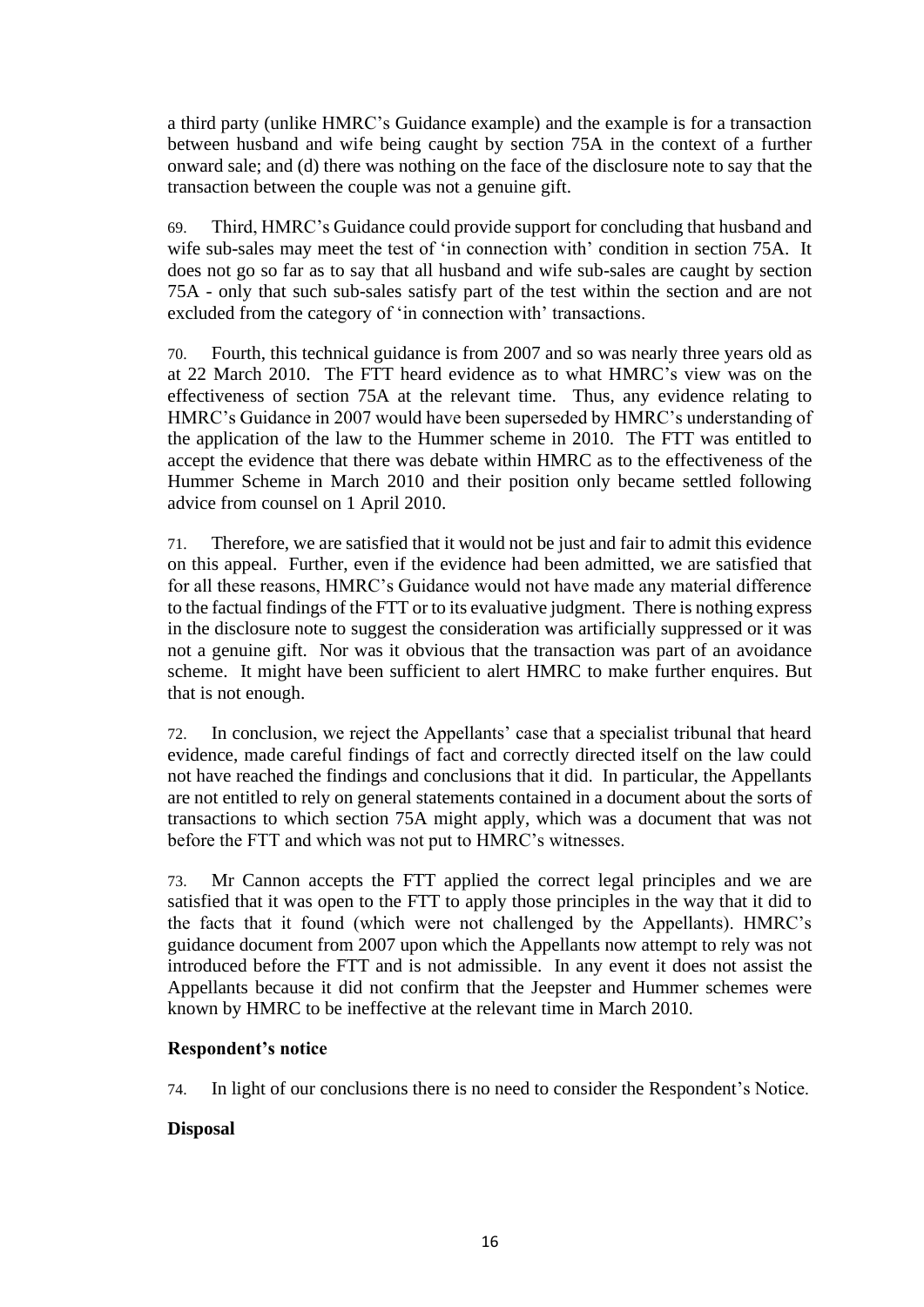a third party (unlike HMRC's Guidance example) and the example is for a transaction between husband and wife being caught by section 75A in the context of a further onward sale; and (d) there was nothing on the face of the disclosure note to say that the transaction between the couple was not a genuine gift.

69. Third, HMRC's Guidance could provide support for concluding that husband and wife sub-sales may meet the test of 'in connection with' condition in section 75A. It does not go so far as to say that all husband and wife sub-sales are caught by section 75A - only that such sub-sales satisfy part of the test within the section and are not excluded from the category of 'in connection with' transactions.

70. Fourth, this technical guidance is from 2007 and so was nearly three years old as at 22 March 2010. The FTT heard evidence as to what HMRC's view was on the effectiveness of section 75A at the relevant time. Thus, any evidence relating to HMRC's Guidance in 2007 would have been superseded by HMRC's understanding of the application of the law to the Hummer scheme in 2010. The FTT was entitled to accept the evidence that there was debate within HMRC as to the effectiveness of the Hummer Scheme in March 2010 and their position only became settled following advice from counsel on 1 April 2010.

71. Therefore, we are satisfied that it would not be just and fair to admit this evidence on this appeal. Further, even if the evidence had been admitted, we are satisfied that for all these reasons, HMRC's Guidance would not have made any material difference to the factual findings of the FTT or to its evaluative judgment. There is nothing express in the disclosure note to suggest the consideration was artificially suppressed or it was not a genuine gift. Nor was it obvious that the transaction was part of an avoidance scheme. It might have been sufficient to alert HMRC to make further enquires. But that is not enough.

72. In conclusion, we reject the Appellants' case that a specialist tribunal that heard evidence, made careful findings of fact and correctly directed itself on the law could not have reached the findings and conclusions that it did. In particular, the Appellants are not entitled to rely on general statements contained in a document about the sorts of transactions to which section 75A might apply, which was a document that was not before the FTT and which was not put to HMRC's witnesses.

73. Mr Cannon accepts the FTT applied the correct legal principles and we are satisfied that it was open to the FTT to apply those principles in the way that it did to the facts that it found (which were not challenged by the Appellants). HMRC's guidance document from 2007 upon which the Appellants now attempt to rely was not introduced before the FTT and is not admissible. In any event it does not assist the Appellants because it did not confirm that the Jeepster and Hummer schemes were known by HMRC to be ineffective at the relevant time in March 2010.

**Respondent's notice**

74. In light of our conclusions there is no need to consider the Respondent's Notice.

**Disposal**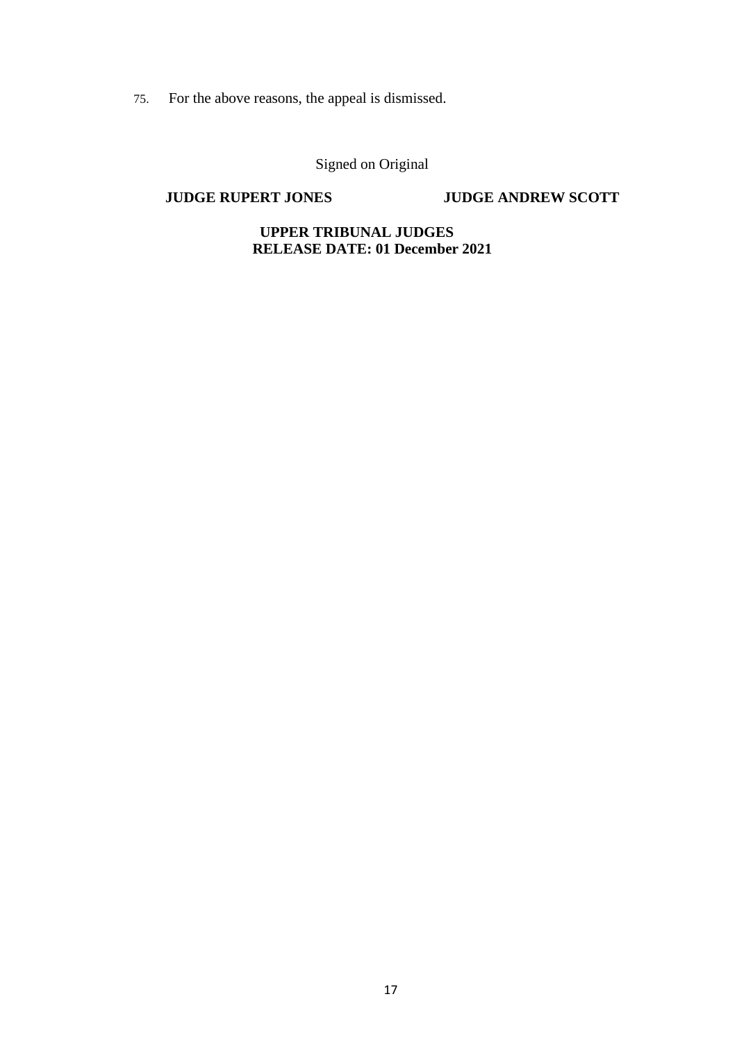75. For the above reasons, the appeal is dismissed.

Signed on Original

**JUDGE RUPERT JONES** **JUDGE ANDREW SCOTT**

**UPPER TRIBUNAL JUDGES**
**RELEASE DATE: 01 December 2021**